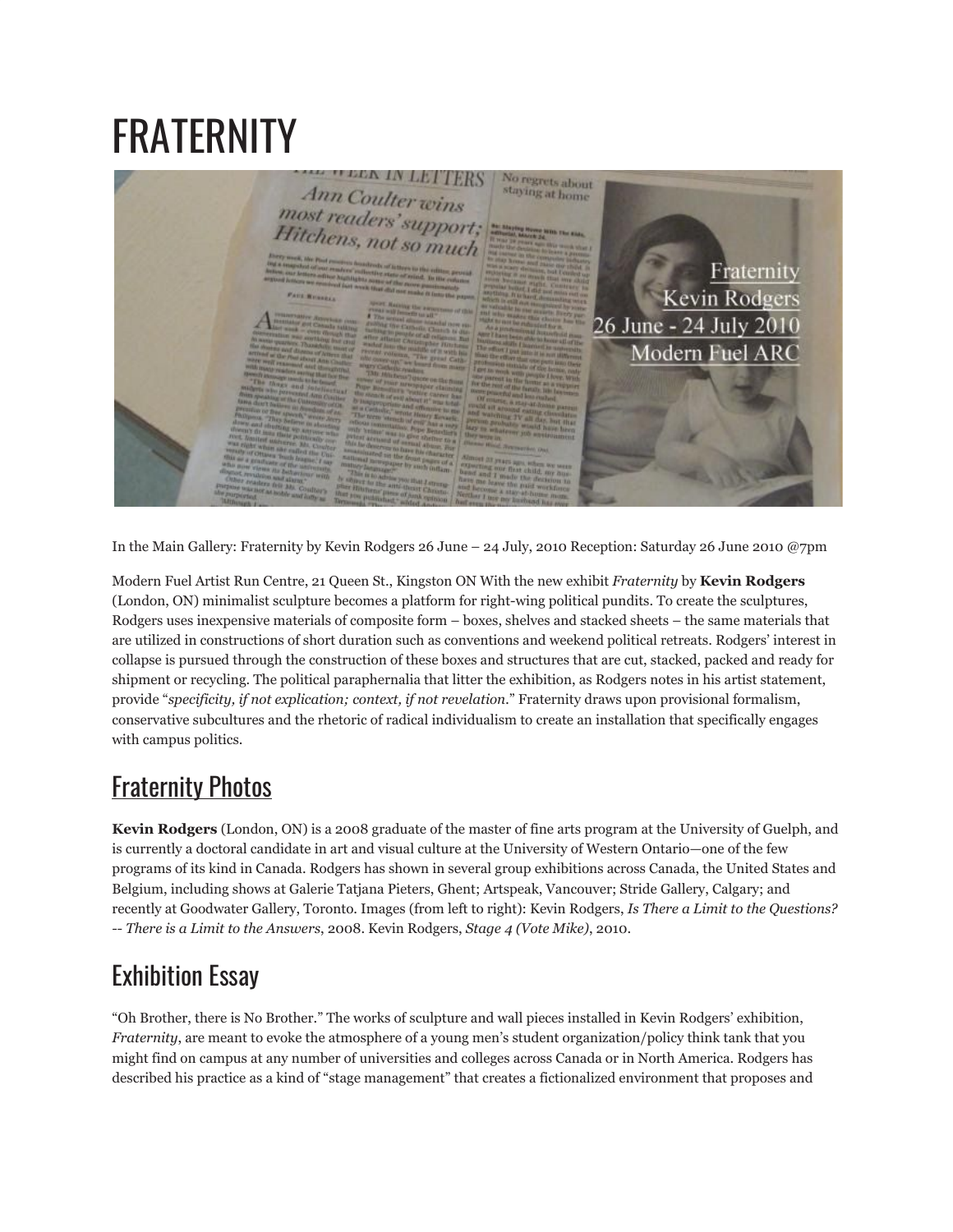# FRATERNITY

In the Main Gallery: Fraternity by Kevin Rodgers 26 June – 24 July, 2010 Reception: Saturday 26 June 2010 @7pm

Modern Fuel Artist Run Centre, 21 Queen St., Kingston ON With the new exhibit *Fraternity* by **Kevin Rodgers** (London, ON) minimalist sculpture becomes a platform for right-wing political pundits. To create the sculptures, Rodgers uses inexpensive materials of composite form – boxes, shelves and stacked sheets – the same materials that are utilized in constructions of short duration such as conventions and weekend political retreats. Rodgers' interest in collapse is pursued through the construction of these boxes and structures that are cut, stacked, packed and ready for shipment or recycling. The political paraphernalia that litter the exhibition, as Rodgers notes in his artist statement, provide "*specificity, if not explication; context, if not revelation.*" Fraternity draws upon provisional formalism, conservative subcultures and the rhetoric of radical individualism to create an installation that specifically engages with campus politics.

## Fraternity Photos

**Kevin Rodgers** (London, ON) is a 2008 graduate of the master of fine arts program at the University of Guelph, and is currently a doctoral candidate in art and visual culture at the University of Western Ontario—one of the few programs of its kind in Canada. Rodgers has shown in several group exhibitions across Canada, the United States and Belgium, including shows at Galerie Tatjana Pieters, Ghent; Artspeak, Vancouver; Stride Gallery, Calgary; and recently at Goodwater Gallery, Toronto. Images (from left to right): Kevin Rodgers, *Is There a Limit to the Questions? -- There is a Limit to the Answers*, 2008. Kevin Rodgers, *Stage 4 (Vote Mike)*, 2010.

## Exhibition Essay

"Oh Brother, there is No Brother." The works of sculpture and wall pieces installed in Kevin Rodgers' exhibition, *Fraternity*, are meant to evoke the atmosphere of a young men's student organization/policy think tank that you might find on campus at any number of universities and colleges across Canada or in North America. Rodgers has described his practice as a kind of "stage management" that creates a fictionalized environment that proposes and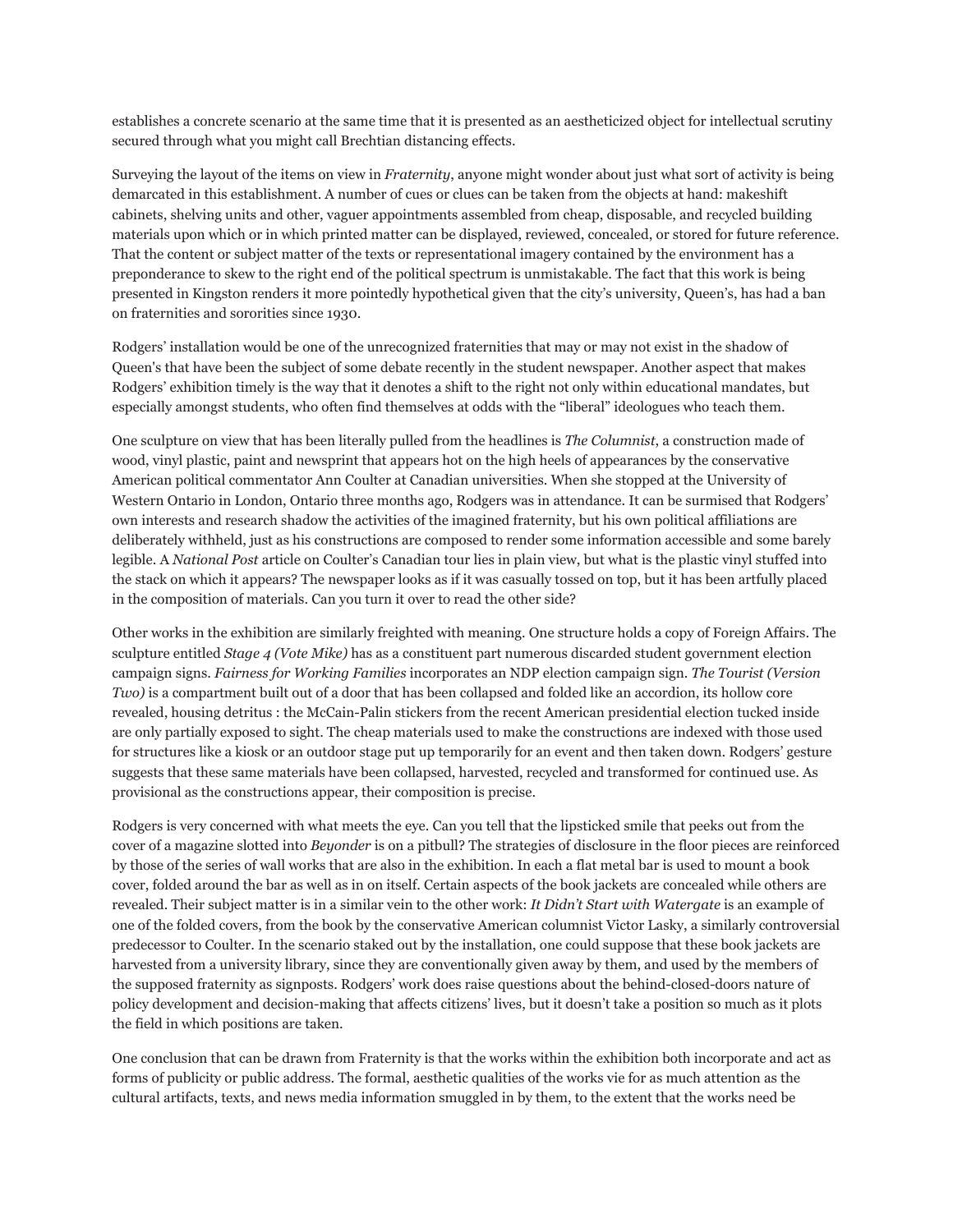establishes a concrete scenario at the same time that it is presented as an aestheticized object for intellectual scrutiny secured through what you might call Brechtian distancing effects.

Surveying the layout of the items on view in *Fraternity*, anyone might wonder about just what sort of activity is being demarcated in this establishment. A number of cues or clues can be taken from the objects at hand: makeshift cabinets, shelving units and other, vaguer appointments assembled from cheap, disposable, and recycled building materials upon which or in which printed matter can be displayed, reviewed, concealed, or stored for future reference. That the content or subject matter of the texts or representational imagery contained by the environment has a preponderance to skew to the right end of the political spectrum is unmistakable. The fact that this work is being presented in Kingston renders it more pointedly hypothetical given that the city's university, Queen's, has had a ban on fraternities and sororities since 1930.

Rodgers' installation would be one of the unrecognized fraternities that may or may not exist in the shadow of Queen's that have been the subject of some debate recently in the student newspaper. Another aspect that makes Rodgers' exhibition timely is the way that it denotes a shift to the right not only within educational mandates, but especially amongst students, who often find themselves at odds with the "liberal" ideologues who teach them.

One sculpture on view that has been literally pulled from the headlines is *The Columnist*, a construction made of wood, vinyl plastic, paint and newsprint that appears hot on the high heels of appearances by the conservative American political commentator Ann Coulter at Canadian universities. When she stopped at the University of Western Ontario in London, Ontario three months ago, Rodgers was in attendance. It can be surmised that Rodgers' own interests and research shadow the activities of the imagined fraternity, but his own political affiliations are deliberately withheld, just as his constructions are composed to render some information accessible and some barely legible. A *National Post* article on Coulter's Canadian tour lies in plain view, but what is the plastic vinyl stuffed into the stack on which it appears? The newspaper looks as if it was casually tossed on top, but it has been artfully placed in the composition of materials. Can you turn it over to read the other side?

Other works in the exhibition are similarly freighted with meaning. One structure holds a copy of Foreign Affairs. The sculpture entitled *Stage 4 (Vote Mike)* has as a constituent part numerous discarded student government election campaign signs. *Fairness for Working Families* incorporates an NDP election campaign sign. *The Tourist (Version Two)* is a compartment built out of a door that has been collapsed and folded like an accordion, its hollow core revealed, housing detritus : the McCain-Palin stickers from the recent American presidential election tucked inside are only partially exposed to sight. The cheap materials used to make the constructions are indexed with those used for structures like a kiosk or an outdoor stage put up temporarily for an event and then taken down. Rodgers' gesture suggests that these same materials have been collapsed, harvested, recycled and transformed for continued use. As provisional as the constructions appear, their composition is precise.

Rodgers is very concerned with what meets the eye. Can you tell that the lipsticked smile that peeks out from the cover of a magazine slotted into *Beyonder* is on a pitbull? The strategies of disclosure in the floor pieces are reinforced by those of the series of wall works that are also in the exhibition. In each a flat metal bar is used to mount a book cover, folded around the bar as well as in on itself. Certain aspects of the book jackets are concealed while others are revealed. Their subject matter is in a similar vein to the other work: *It Didn't Start with Watergate* is an example of one of the folded covers, from the book by the conservative American columnist Victor Lasky, a similarly controversial predecessor to Coulter. In the scenario staked out by the installation, one could suppose that these book jackets are harvested from a university library, since they are conventionally given away by them, and used by the members of the supposed fraternity as signposts. Rodgers' work does raise questions about the behind-closed-doors nature of policy development and decision-making that affects citizens' lives, but it doesn't take a position so much as it plots the field in which positions are taken.

One conclusion that can be drawn from Fraternity is that the works within the exhibition both incorporate and act as forms of publicity or public address. The formal, aesthetic qualities of the works vie for as much attention as the cultural artifacts, texts, and news media information smuggled in by them, to the extent that the works need be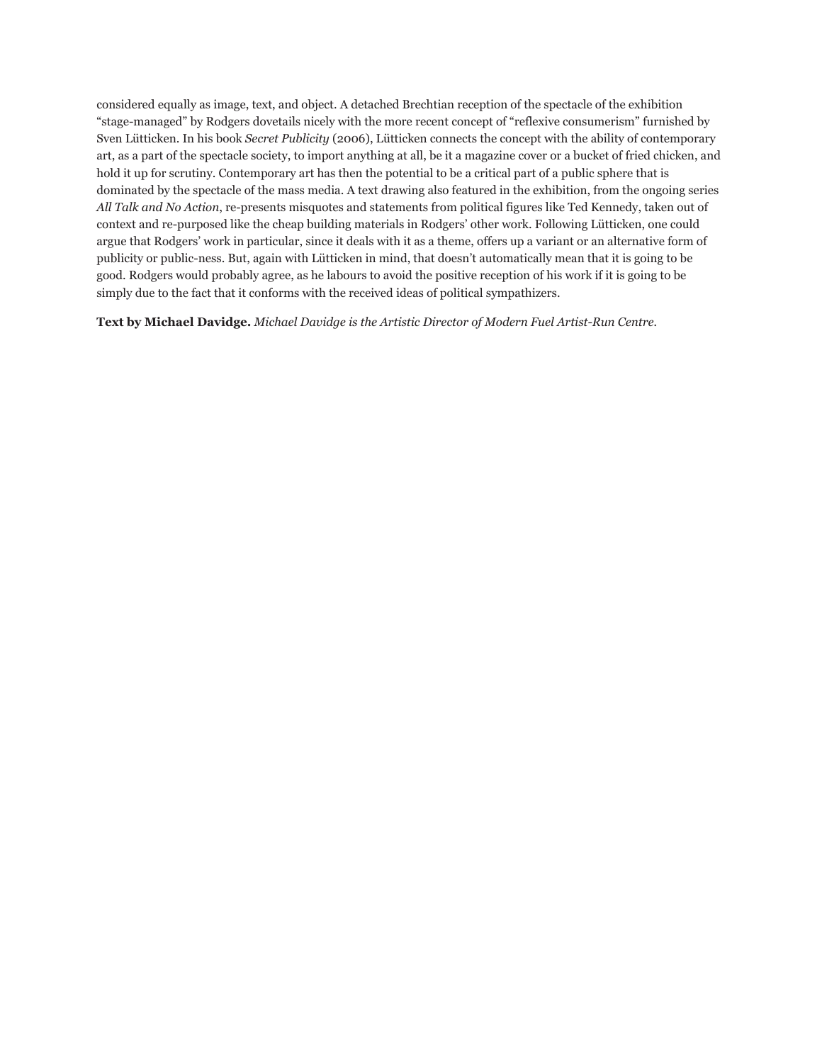considered equally as image, text, and object. A detached Brechtian reception of the spectacle of the exhibition "stage-managed" by Rodgers dovetails nicely with the more recent concept of "reflexive consumerism" furnished by Sven Lütticken. In his book *Secret Publicity* (2006), Lütticken connects the concept with the ability of contemporary art, as a part of the spectacle society, to import anything at all, be it a magazine cover or a bucket of fried chicken, and hold it up for scrutiny. Contemporary art has then the potential to be a critical part of a public sphere that is dominated by the spectacle of the mass media. A text drawing also featured in the exhibition, from the ongoing series *All Talk and No Action*, re-presents misquotes and statements from political figures like Ted Kennedy, taken out of context and re-purposed like the cheap building materials in Rodgers' other work. Following Lütticken, one could argue that Rodgers' work in particular, since it deals with it as a theme, offers up a variant or an alternative form of publicity or public-ness. But, again with Lütticken in mind, that doesn't automatically mean that it is going to be good. Rodgers would probably agree, as he labours to avoid the positive reception of his work if it is going to be simply due to the fact that it conforms with the received ideas of political sympathizers.

**Text by Michael Davidge.** *Michael Davidge is the Artistic Director of Modern Fuel Artist-Run Centre.*